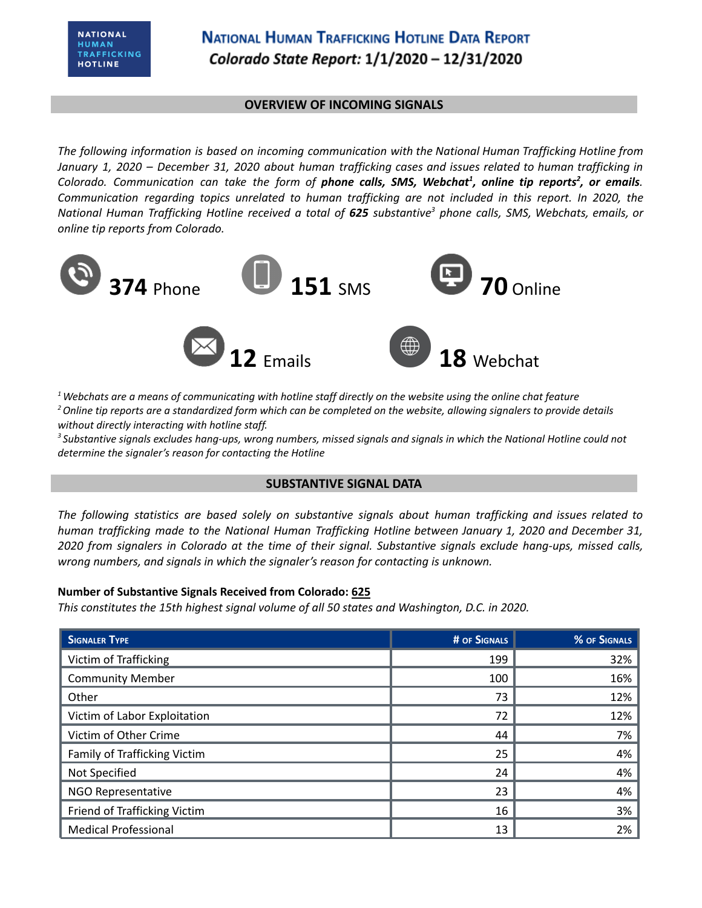NATIONAL HUMAN TRAFFICKING HOTLINE

# National Human Trafficking Hotline Data Report

## *Colorado State Report:* 1/1/2020 – 12/31/2020

## OVERVIEW OF INCOMING SIGNALS

*The following information is based on incoming communication with the National Human Trafficking Hotline from January 1, 2020 – December 31, 2020 about human trafficking cases and issues related to human trafficking in Colorado. Communication can take the form of **phone calls, SMS, Webchat[1], online tip reports[2], or emails**. Communication regarding topics unrelated to human trafficking are not included in this report. In 2020, the National Human Trafficking Hotline received a total of **625** substantive[3] phone calls, SMS, Webchats, emails, or online tip reports from Colorado.*

**374** Phone

**151** SMS

**70** Online

**12** Emails

**18** Webchat

*[1] Webchats are a means of communicating with hotline staff directly on the website using the online chat feature*
*[2] Online tip reports are a standardized form which can be completed on the website, allowing signalers to provide details without directly interacting with hotline staff.*
*[3] Substantive signals excludes hang-ups, wrong numbers, missed signals and signals in which the National Hotline could not determine the signaler's reason for contacting the Hotline*

## SUBSTANTIVE SIGNAL DATA

*The following statistics are based solely on substantive signals about human trafficking and issues related to human trafficking made to the National Human Trafficking Hotline between January 1, 2020 and December 31, 2020 from signalers in Colorado at the time of their signal. Substantive signals exclude hang-ups, missed calls, wrong numbers, and signals in which the signaler's reason for contacting is unknown.*

**Number of Substantive Signals Received from Colorado: 625**
*This constitutes the 15th highest signal volume of all 50 states and Washington, D.C. in 2020.*

| Signaler Type | # of Signals | % of Signals |
|---|---|---|
| Victim of Trafficking | 199 | 32% |
| Community Member | 100 | 16% |
| Other | 73 | 12% |
| Victim of Labor Exploitation | 72 | 12% |
| Victim of Other Crime | 44 | 7% |
| Family of Trafficking Victim | 25 | 4% |
| Not Specified | 24 | 4% |
| NGO Representative | 23 | 4% |
| Friend of Trafficking Victim | 16 | 3% |
| Medical Professional | 13 | 2% |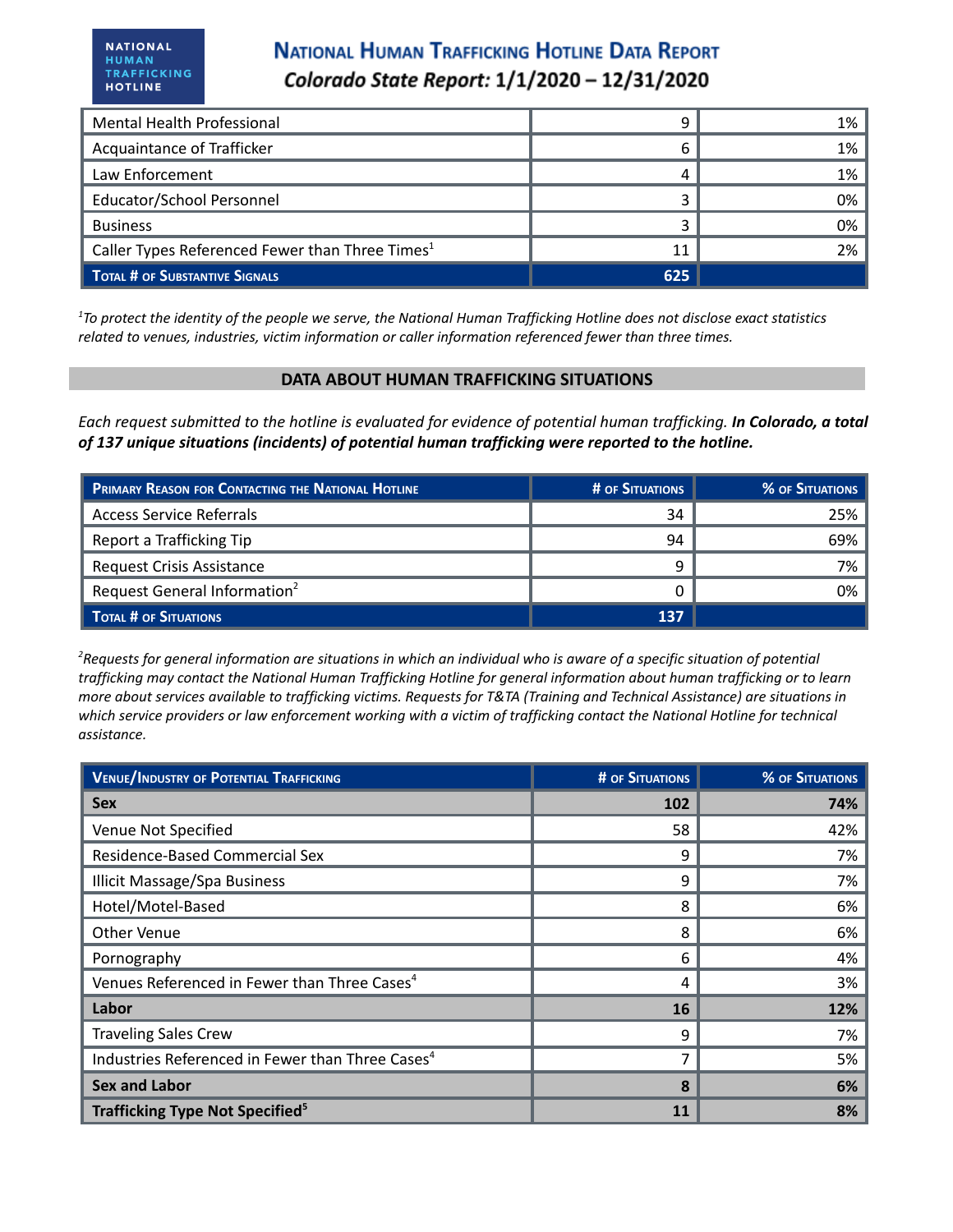| | | |
|---|---|---|
| Mental Health Professional | 9 | 1% |
| Acquaintance of Trafficker | 6 | 1% |
| Law Enforcement | 4 | 1% |
| Educator/School Personnel | 3 | 0% |
| Business | 3 | 0% |
| Caller Types Referenced Fewer than Three Times[1] | 11 | 2% |
| **TOTAL # OF SUBSTANTIVE SIGNALS** | **625** | |

*[1]To protect the identity of the people we serve, the National Human Trafficking Hotline does not disclose exact statistics related to venues, industries, victim information or caller information referenced fewer than three times.*

## DATA ABOUT HUMAN TRAFFICKING SITUATIONS

*Each request submitted to the hotline is evaluated for evidence of potential human trafficking.* ***In Colorado, a total of 137 unique situations (incidents) of potential human trafficking were reported to the hotline.***

| PRIMARY REASON FOR CONTACTING THE NATIONAL HOTLINE | # OF SITUATIONS | % OF SITUATIONS |
|---|---|---|
| Access Service Referrals | 34 | 25% |
| Report a Trafficking Tip | 94 | 69% |
| Request Crisis Assistance | 9 | 7% |
| Request General Information[2] | 0 | 0% |
| **TOTAL # OF SITUATIONS** | **137** | |

*[2]Requests for general information are situations in which an individual who is aware of a specific situation of potential trafficking may contact the National Human Trafficking Hotline for general information about human trafficking or to learn more about services available to trafficking victims. Requests for T&TA (Training and Technical Assistance) are situations in which service providers or law enforcement working with a victim of trafficking contact the National Hotline for technical assistance.*

| VENUE/INDUSTRY OF POTENTIAL TRAFFICKING | # OF SITUATIONS | % OF SITUATIONS |
|---|---|---|
| **Sex** | **102** | **74%** |
| Venue Not Specified | 58 | 42% |
| Residence-Based Commercial Sex | 9 | 7% |
| Illicit Massage/Spa Business | 9 | 7% |
| Hotel/Motel-Based | 8 | 6% |
| Other Venue | 8 | 6% |
| Pornography | 6 | 4% |
| Venues Referenced in Fewer than Three Cases[4] | 4 | 3% |
| **Labor** | **16** | **12%** |
| Traveling Sales Crew | 9 | 7% |
| Industries Referenced in Fewer than Three Cases[4] | 7 | 5% |
| **Sex and Labor** | **8** | **6%** |
| **Trafficking Type Not Specified[5]** | **11** | **8%** |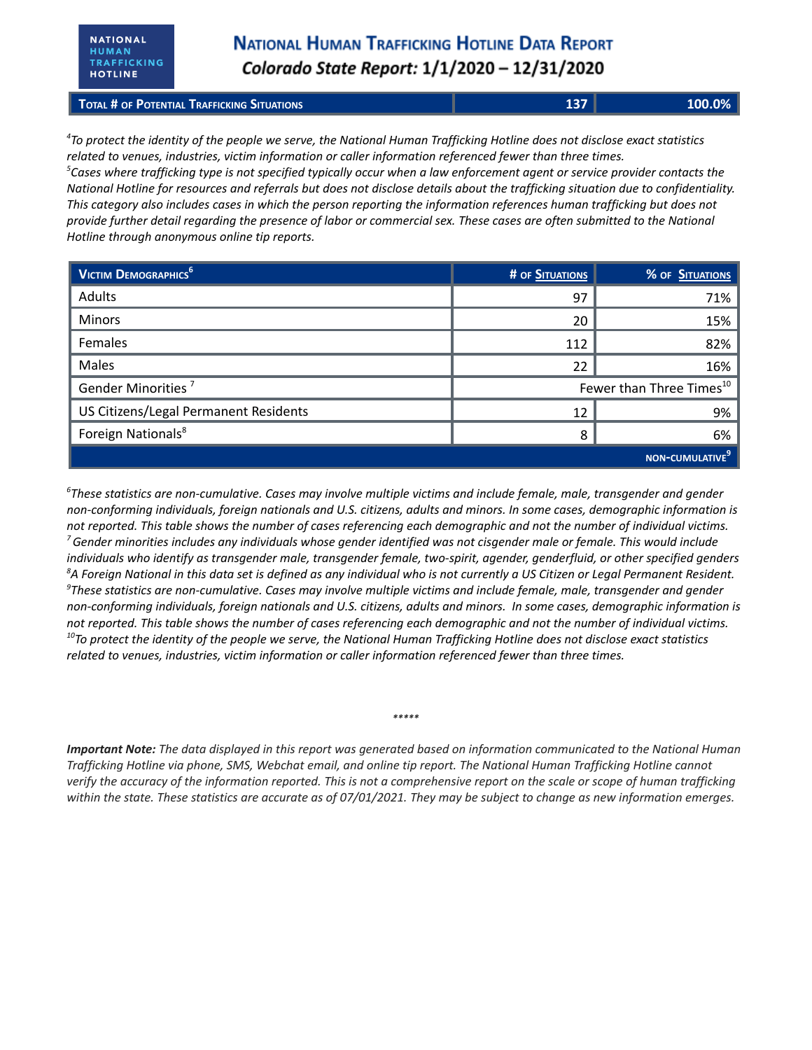# National Human Trafficking Hotline Data Report

## Colorado State Report: 1/1/2020 – 12/31/2020

| Total # of Potential Trafficking Situations | 137 | 100.0% |
|---|---|---|

*[4]To protect the identity of the people we serve, the National Human Trafficking Hotline does not disclose exact statistics related to venues, industries, victim information or caller information referenced fewer than three times.*
*[5]Cases where trafficking type is not specified typically occur when a law enforcement agent or service provider contacts the National Hotline for resources and referrals but does not disclose details about the trafficking situation due to confidentiality. This category also includes cases in which the person reporting the information references human trafficking but does not provide further detail regarding the presence of labor or commercial sex. These cases are often submitted to the National Hotline through anonymous online tip reports.*

| Victim Demographics[6] | # of Situations | % of Situations |
|---|---|---|
| Adults | 97 | 71% |
| Minors | 20 | 15% |
| Females | 112 | 82% |
| Males | 22 | 16% |
| Gender Minorities [7] | Fewer than Three Times[10] | |
| US Citizens/Legal Permanent Residents | 12 | 9% |
| Foreign Nationals[8] | 8 | 6% |
| | | non-cumulative[9] |

*[6]These statistics are non-cumulative. Cases may involve multiple victims and include female, male, transgender and gender non-conforming individuals, foreign nationals and U.S. citizens, adults and minors. In some cases, demographic information is not reported. This table shows the number of cases referencing each demographic and not the number of individual victims.*
*[7] Gender minorities includes any individuals whose gender identified was not cisgender male or female. This would include individuals who identify as transgender male, transgender female, two-spirit, agender, genderfluid, or other specified genders*
*[8]A Foreign National in this data set is defined as any individual who is not currently a US Citizen or Legal Permanent Resident.*
*[9]These statistics are non-cumulative. Cases may involve multiple victims and include female, male, transgender and gender non-conforming individuals, foreign nationals and U.S. citizens, adults and minors. In some cases, demographic information is not reported. This table shows the number of cases referencing each demographic and not the number of individual victims.*
*[10]To protect the identity of the people we serve, the National Human Trafficking Hotline does not disclose exact statistics related to venues, industries, victim information or caller information referenced fewer than three times.*

*****

***Important Note:** The data displayed in this report was generated based on information communicated to the National Human Trafficking Hotline via phone, SMS, Webchat email, and online tip report. The National Human Trafficking Hotline cannot verify the accuracy of the information reported. This is not a comprehensive report on the scale or scope of human trafficking within the state. These statistics are accurate as of 07/01/2021. They may be subject to change as new information emerges.*